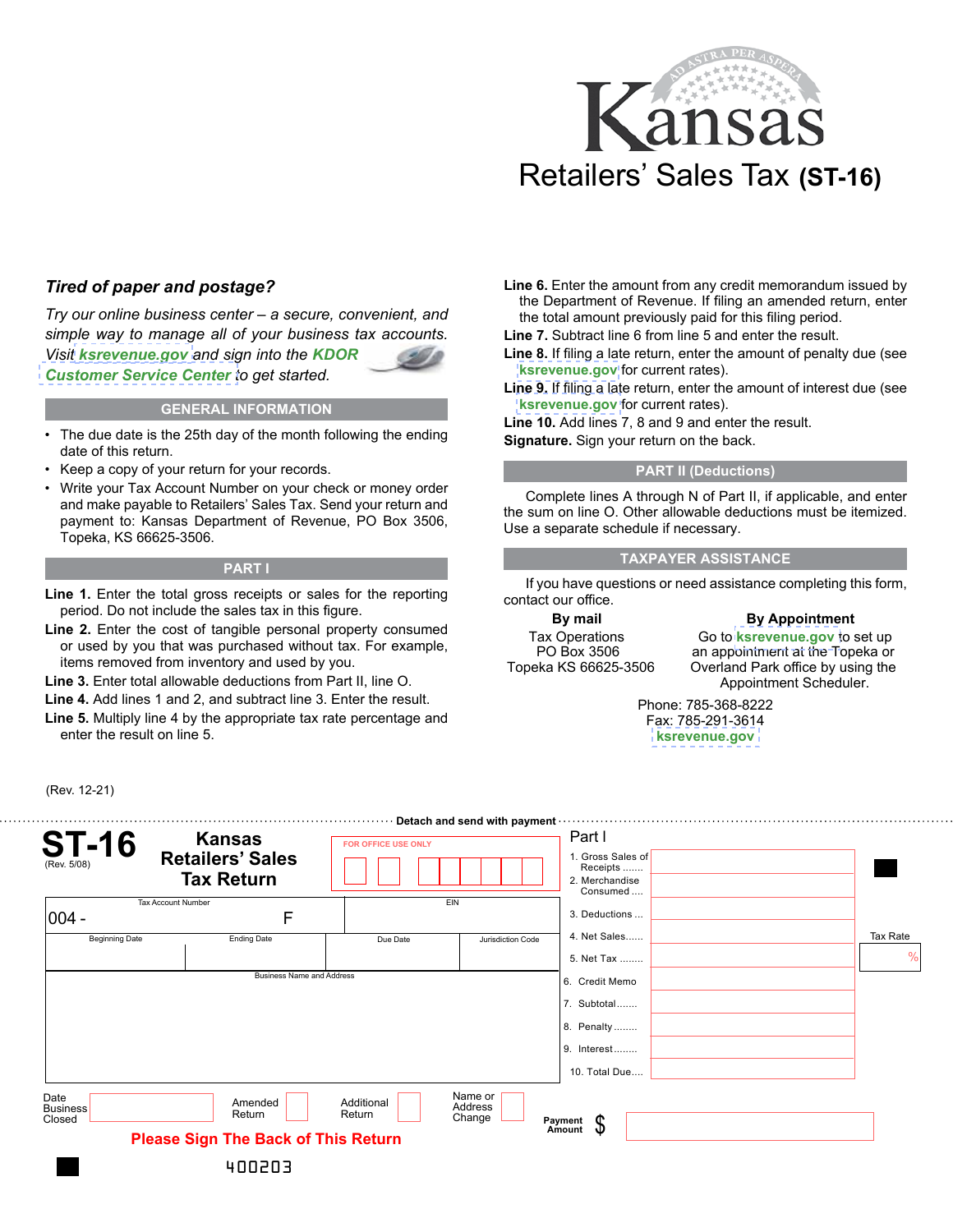# Kansas

## Retailers' Sales Tax **(ST-16)**

### *Tired of paper and postage?*

*Try our online business center – a secure, convenient, and simple way to manage all of your business tax accounts. Visit **ksrevenue.gov** and sign into the **KDOR Customer Service Center** to get started.*

### GENERAL INFORMATION

- The due date is the 25th day of the month following the ending date of this return.
- Keep a copy of your return for your records.
- Write your Tax Account Number on your check or money order and make payable to Retailers' Sales Tax. Send your return and payment to: Kansas Department of Revenue, PO Box 3506, Topeka, KS 66625-3506.

### PART I

**Line 1.** Enter the total gross receipts or sales for the reporting period. Do not include the sales tax in this figure.

**Line 2.** Enter the cost of tangible personal property consumed or used by you that was purchased without tax. For example, items removed from inventory and used by you.

**Line 3.** Enter total allowable deductions from Part II, line O.

**Line 4.** Add lines 1 and 2, and subtract line 3. Enter the result.

**Line 5.** Multiply line 4 by the appropriate tax rate percentage and enter the result on line 5.

**Line 6.** Enter the amount from any credit memorandum issued by the Department of Revenue. If filing an amended return, enter the total amount previously paid for this filing period.

**Line 7.** Subtract line 6 from line 5 and enter the result.

**Line 8.** If filing a late return, enter the amount of penalty due (see **ksrevenue.gov** for current rates).

**Line 9.** If filing a late return, enter the amount of interest due (see **ksrevenue.gov** for current rates).

**Line 10.** Add lines 7, 8 and 9 and enter the result.

**Signature.** Sign your return on the back.

### PART II (Deductions)

Complete lines A through N of Part II, if applicable, and enter the sum on line O. Other allowable deductions must be itemized. Use a separate schedule if necessary.

### TAXPAYER ASSISTANCE

If you have questions or need assistance completing this form, contact our office.

**By mail**
Tax Operations
PO Box 3506
Topeka KS 66625-3506

**By Appointment**
Go to **ksrevenue.gov** to set up an appointment at the Topeka or Overland Park office by using the Appointment Scheduler.

Phone: 785-368-8222
Fax: 785-291-3614
**ksrevenue.gov**

(Rev. 12-21)

**Detach and send with payment**

---

# ST-16
(Rev. 5/08)

## Kansas Retailers' Sales Tax Return

FOR OFFICE USE ONLY

| Tax Account Number | EIN |
|---|---|
| 004 - F | |

| Beginning Date | Ending Date | Due Date | Jurisdiction Code |
|---|---|---|---|
| | | | |

Business Name and Address

**Part I**

| Line | Amount |
|---|---|
| 1. Gross Sales of Receipts ....... | |
| 2. Merchandise Consumed .... | |
| 3. Deductions ... | |
| 4. Net Sales...... | |
| 5. Net Tax ........ | Tax Rate % |
| 6. Credit Memo | |
| 7. Subtotal....... | |
| 8. Penalty........ | |
| 9. Interest........ | |
| 10. Total Due.... | |

Date Business Closed ______ Amended Return ☐ Additional Return ☐ Name or Address Change ☐

Payment Amount $ ______

**Please Sign The Back of This Return**

400203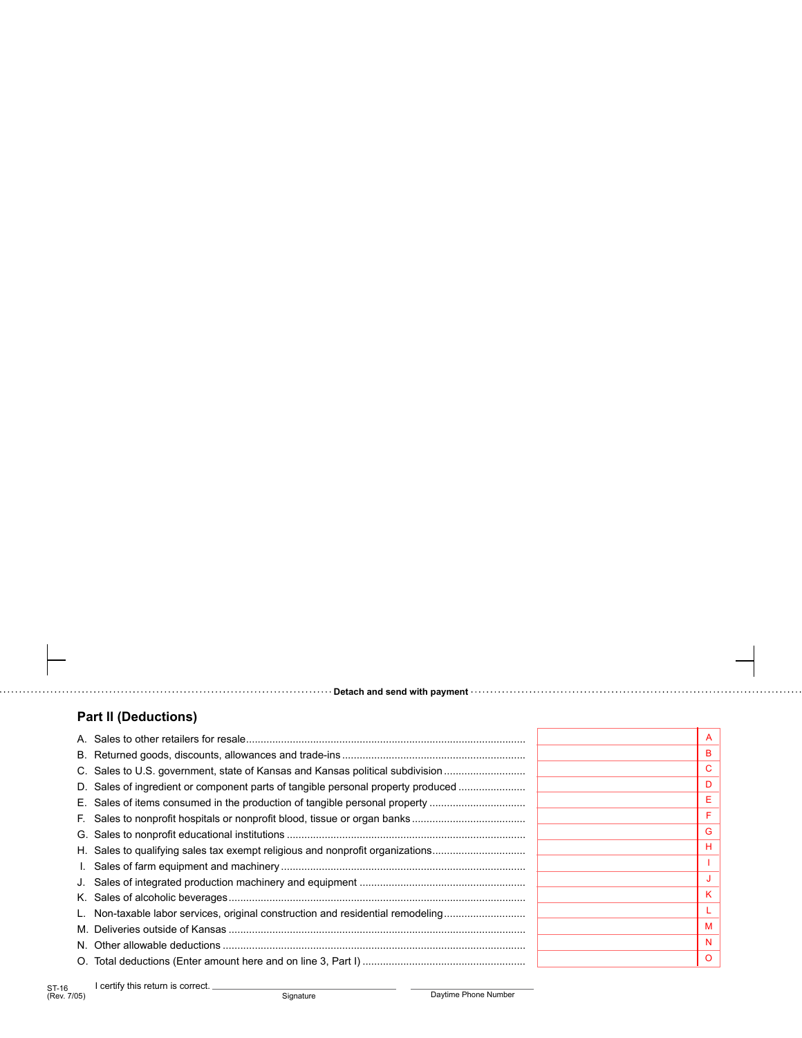Detach and send with payment

## Part II (Deductions)

| | | |
|---|---|---|
| A. Sales to other retailers for resale | | A |
| B. Returned goods, discounts, allowances and trade-ins | | B |
| C. Sales to U.S. government, state of Kansas and Kansas political subdivision | | C |
| D. Sales of ingredient or component parts of tangible personal property produced | | D |
| E. Sales of items consumed in the production of tangible personal property | | E |
| F. Sales to nonprofit hospitals or nonprofit blood, tissue or organ banks | | F |
| G. Sales to nonprofit educational institutions | | G |
| H. Sales to qualifying sales tax exempt religious and nonprofit organizations | | H |
| I. Sales of farm equipment and machinery | | I |
| J. Sales of integrated production machinery and equipment | | J |
| K. Sales of alcoholic beverages | | K |
| L. Non-taxable labor services, original construction and residential remodeling | | L |
| M. Deliveries outside of Kansas | | M |
| N. Other allowable deductions | | N |
| O. Total deductions (Enter amount here and on line 3, Part I) | | O |

ST-16
(Rev. 7/05)

I certify this return is correct. ______________________ Signature ______________________ Daytime Phone Number